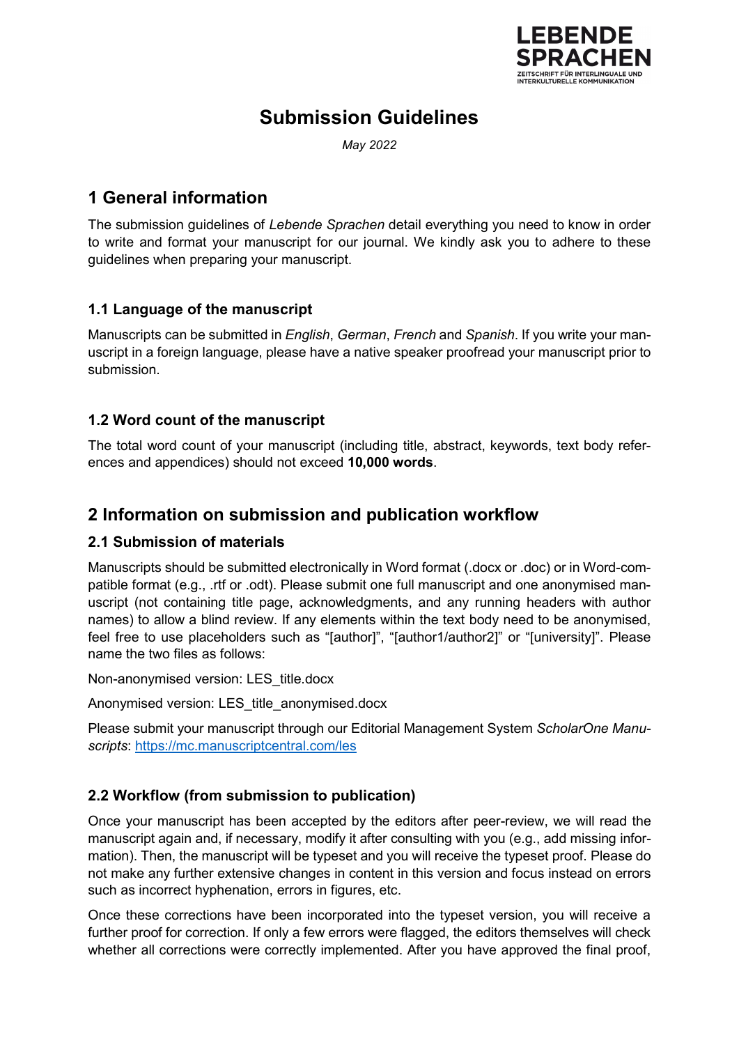LEBENDE SPRACHEN

ZEITSCHRIFT FÜR INTERLINGUALE UND INTERKULTURELLE KOMMUNIKATION

# Submission Guidelines

*May 2022*

## 1 General information

The submission guidelines of *Lebende Sprachen* detail everything you need to know in order to write and format your manuscript for our journal. We kindly ask you to adhere to these guidelines when preparing your manuscript.

### 1.1 Language of the manuscript

Manuscripts can be submitted in *English*, *German*, *French* and *Spanish*. If you write your manuscript in a foreign language, please have a native speaker proofread your manuscript prior to submission.

### 1.2 Word count of the manuscript

The total word count of your manuscript (including title, abstract, keywords, text body references and appendices) should not exceed **10,000 words**.

## 2 Information on submission and publication workflow

### 2.1 Submission of materials

Manuscripts should be submitted electronically in Word format (.docx or .doc) or in Word-compatible format (e.g., .rtf or .odt). Please submit one full manuscript and one anonymised manuscript (not containing title page, acknowledgments, and any running headers with author names) to allow a blind review. If any elements within the text body need to be anonymised, feel free to use placeholders such as "[author]", "[author1/author2]" or "[university]". Please name the two files as follows:

Non-anonymised version: LES_title.docx

Anonymised version: LES_title_anonymised.docx

Please submit your manuscript through our Editorial Management System *ScholarOne Manuscripts*: https://mc.manuscriptcentral.com/les

### 2.2 Workflow (from submission to publication)

Once your manuscript has been accepted by the editors after peer-review, we will read the manuscript again and, if necessary, modify it after consulting with you (e.g., add missing information). Then, the manuscript will be typeset and you will receive the typeset proof. Please do not make any further extensive changes in content in this version and focus instead on errors such as incorrect hyphenation, errors in figures, etc.

Once these corrections have been incorporated into the typeset version, you will receive a further proof for correction. If only a few errors were flagged, the editors themselves will check whether all corrections were correctly implemented. After you have approved the final proof,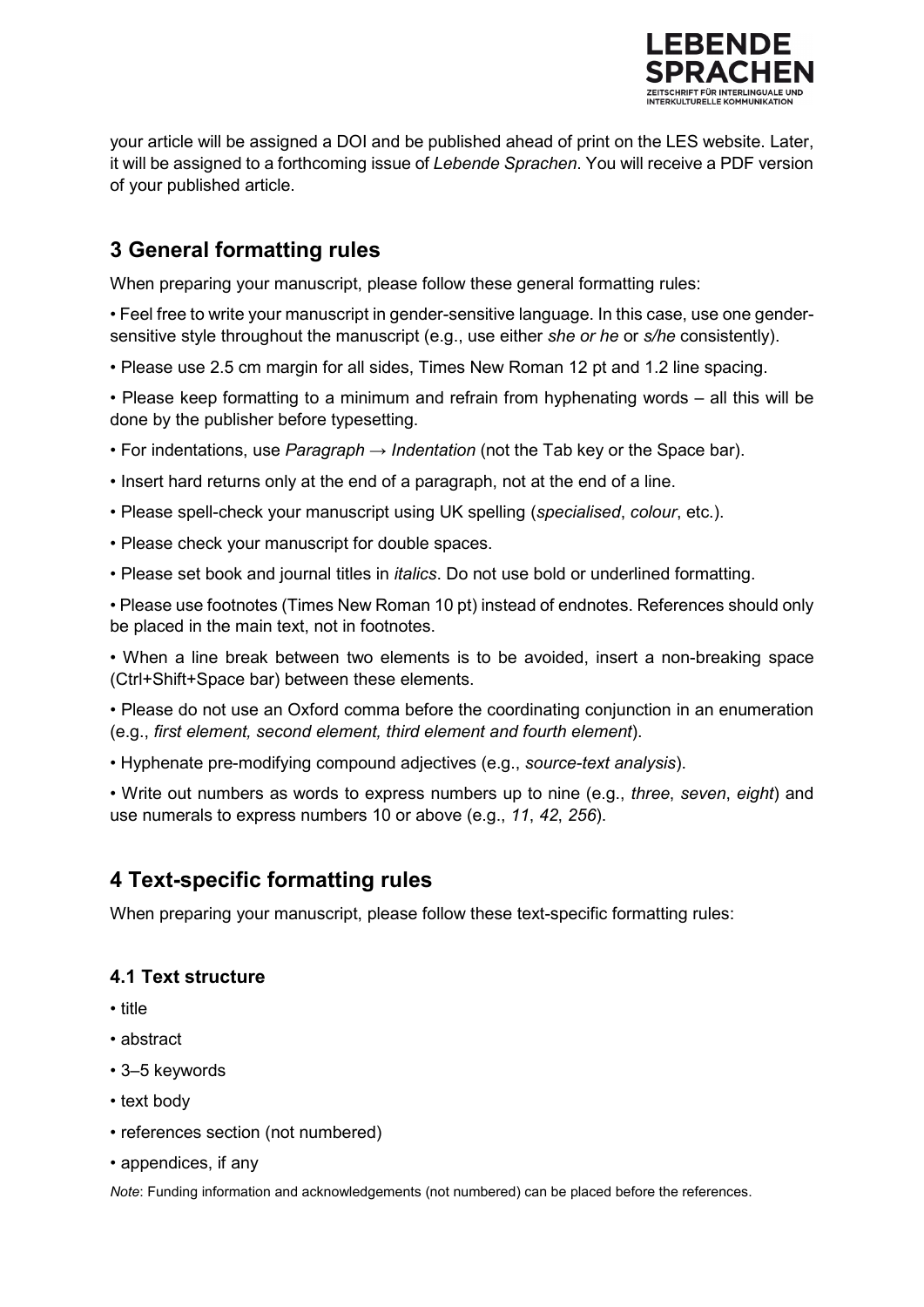your article will be assigned a DOI and be published ahead of print on the LES website. Later, it will be assigned to a forthcoming issue of *Lebende Sprachen*. You will receive a PDF version of your published article.

## 3 General formatting rules

When preparing your manuscript, please follow these general formatting rules:

• Feel free to write your manuscript in gender-sensitive language. In this case, use one gender-sensitive style throughout the manuscript (e.g., use either *she or he* or *s/he* consistently).

• Please use 2.5 cm margin for all sides, Times New Roman 12 pt and 1.2 line spacing.

• Please keep formatting to a minimum and refrain from hyphenating words – all this will be done by the publisher before typesetting.

• For indentations, use *Paragraph → Indentation* (not the Tab key or the Space bar).

• Insert hard returns only at the end of a paragraph, not at the end of a line.

• Please spell-check your manuscript using UK spelling (*specialised*, *colour*, etc.).

• Please check your manuscript for double spaces.

• Please set book and journal titles in *italics*. Do not use bold or underlined formatting.

• Please use footnotes (Times New Roman 10 pt) instead of endnotes. References should only be placed in the main text, not in footnotes.

• When a line break between two elements is to be avoided, insert a non-breaking space (Ctrl+Shift+Space bar) between these elements.

• Please do not use an Oxford comma before the coordinating conjunction in an enumeration (e.g., *first element, second element, third element and fourth element*).

• Hyphenate pre-modifying compound adjectives (e.g., *source-text analysis*).

• Write out numbers as words to express numbers up to nine (e.g., *three*, *seven*, *eight*) and use numerals to express numbers 10 or above (e.g., *11*, *42*, *256*).

## 4 Text-specific formatting rules

When preparing your manuscript, please follow these text-specific formatting rules:

### 4.1 Text structure

• title

• abstract

• 3–5 keywords

• text body

• references section (not numbered)

• appendices, if any

*Note*: Funding information and acknowledgements (not numbered) can be placed before the references.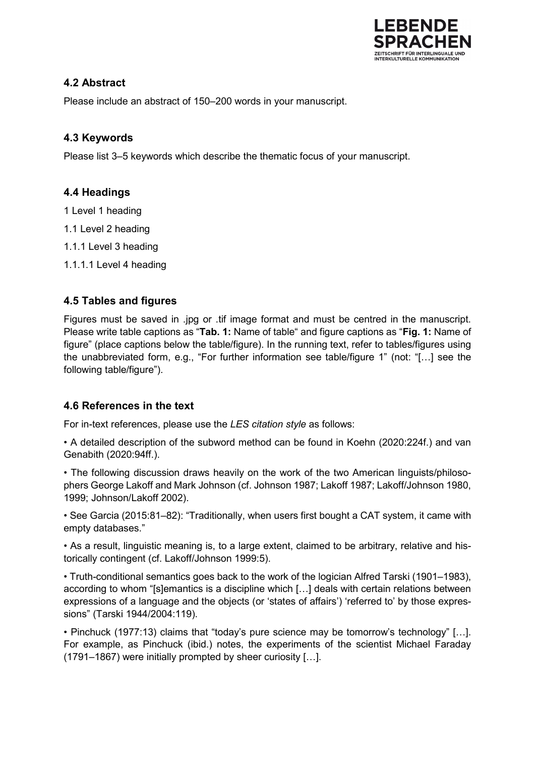### 4.2 Abstract

Please include an abstract of 150–200 words in your manuscript.

### 4.3 Keywords

Please list 3–5 keywords which describe the thematic focus of your manuscript.

### 4.4 Headings

1 Level 1 heading

1.1 Level 2 heading

1.1.1 Level 3 heading

1.1.1.1 Level 4 heading

### 4.5 Tables and figures

Figures must be saved in .jpg or .tif image format and must be centred in the manuscript. Please write table captions as "**Tab. 1:** Name of table" and figure captions as "**Fig. 1:** Name of figure" (place captions below the table/figure). In the running text, refer to tables/figures using the unabbreviated form, e.g., "For further information see table/figure 1" (not: "[…] see the following table/figure").

### 4.6 References in the text

For in-text references, please use the *LES citation style* as follows:

• A detailed description of the subword method can be found in Koehn (2020:224f.) and van Genabith (2020:94ff.).

• The following discussion draws heavily on the work of the two American linguists/philosophers George Lakoff and Mark Johnson (cf. Johnson 1987; Lakoff 1987; Lakoff/Johnson 1980, 1999; Johnson/Lakoff 2002).

• See Garcia (2015:81–82): "Traditionally, when users first bought a CAT system, it came with empty databases."

• As a result, linguistic meaning is, to a large extent, claimed to be arbitrary, relative and historically contingent (cf. Lakoff/Johnson 1999:5).

• Truth-conditional semantics goes back to the work of the logician Alfred Tarski (1901–1983), according to whom "[s]emantics is a discipline which […] deals with certain relations between expressions of a language and the objects (or 'states of affairs') 'referred to' by those expressions" (Tarski 1944/2004:119).

• Pinchuck (1977:13) claims that "today's pure science may be tomorrow's technology" […]. For example, as Pinchuck (ibid.) notes, the experiments of the scientist Michael Faraday (1791–1867) were initially prompted by sheer curiosity […].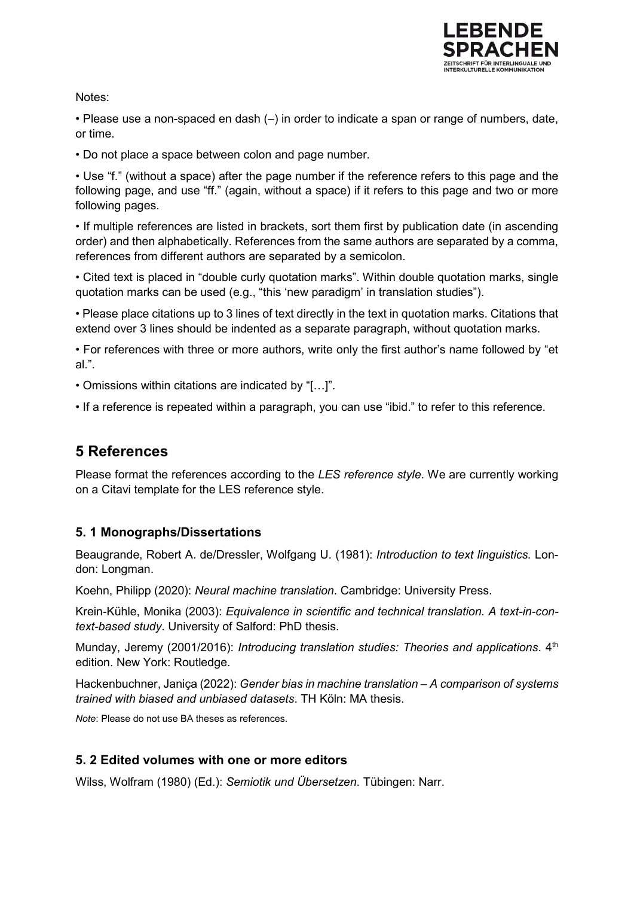Notes:

- Please use a non-spaced en dash (–) in order to indicate a span or range of numbers, date, or time.
- Do not place a space between colon and page number.
- Use "f." (without a space) after the page number if the reference refers to this page and the following page, and use "ff." (again, without a space) if it refers to this page and two or more following pages.
- If multiple references are listed in brackets, sort them first by publication date (in ascending order) and then alphabetically. References from the same authors are separated by a comma, references from different authors are separated by a semicolon.
- Cited text is placed in "double curly quotation marks". Within double quotation marks, single quotation marks can be used (e.g., "this 'new paradigm' in translation studies").
- Please place citations up to 3 lines of text directly in the text in quotation marks. Citations that extend over 3 lines should be indented as a separate paragraph, without quotation marks.
- For references with three or more authors, write only the first author's name followed by "et al.".
- Omissions within citations are indicated by "[…]".
- If a reference is repeated within a paragraph, you can use "ibid." to refer to this reference.

# 5 References

Please format the references according to the *LES reference style*. We are currently working on a Citavi template for the LES reference style.

## 5. 1 Monographs/Dissertations

Beaugrande, Robert A. de/Dressler, Wolfgang U. (1981): *Introduction to text linguistics.* London: Longman.

Koehn, Philipp (2020): *Neural machine translation.* Cambridge: University Press.

Krein-Kühle, Monika (2003): *Equivalence in scientific and technical translation. A text-in-context-based study*. University of Salford: PhD thesis.

Munday, Jeremy (2001/2016): *Introducing translation studies: Theories and applications*. 4th edition. New York: Routledge.

Hackenbuchner, Janiça (2022): *Gender bias in machine translation – A comparison of systems trained with biased and unbiased datasets*. TH Köln: MA thesis.

*Note*: Please do not use BA theses as references.

## 5. 2 Edited volumes with one or more editors

Wilss, Wolfram (1980) (Ed.): *Semiotik und Übersetzen*. Tübingen: Narr.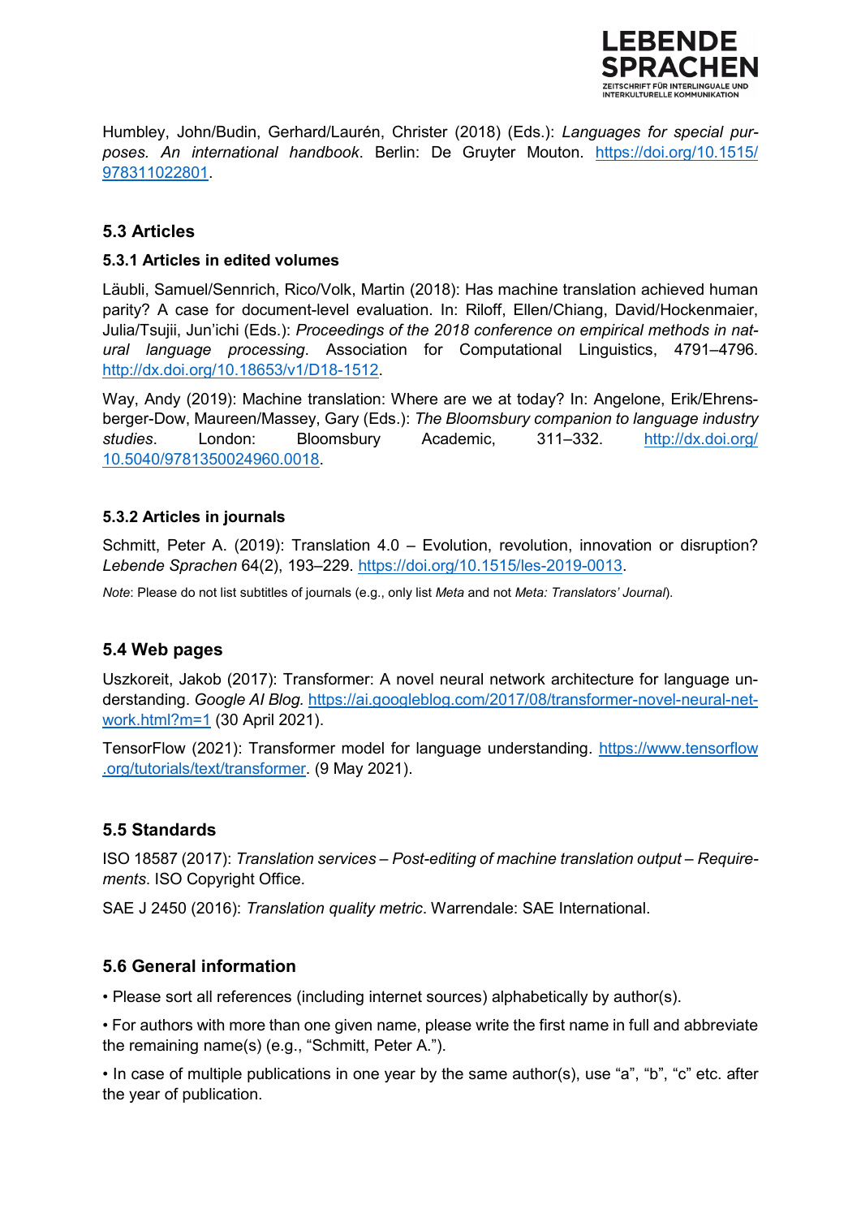Humbley, John/Budin, Gerhard/Laurén, Christer (2018) (Eds.): *Languages for special purposes. An international handbook*. Berlin: De Gruyter Mouton. https://doi.org/10.1515/978311022801.

## 5.3 Articles

### 5.3.1 Articles in edited volumes

Läubli, Samuel/Sennrich, Rico/Volk, Martin (2018): Has machine translation achieved human parity? A case for document-level evaluation. In: Riloff, Ellen/Chiang, David/Hockenmaier, Julia/Tsujii, Jun'ichi (Eds.): *Proceedings of the 2018 conference on empirical methods in natural language processing*. Association for Computational Linguistics, 4791–4796. http://dx.doi.org/10.18653/v1/D18-1512.

Way, Andy (2019): Machine translation: Where are we at today? In: Angelone, Erik/Ehrensberger-Dow, Maureen/Massey, Gary (Eds.): *The Bloomsbury companion to language industry studies*. London: Bloomsbury Academic, 311–332. http://dx.doi.org/10.5040/9781350024960.0018.

### 5.3.2 Articles in journals

Schmitt, Peter A. (2019): Translation 4.0 – Evolution, revolution, innovation or disruption? *Lebende Sprachen* 64(2), 193–229. https://doi.org/10.1515/les-2019-0013.

*Note*: Please do not list subtitles of journals (e.g., only list *Meta* and not *Meta: Translators' Journal*).

## 5.4 Web pages

Uszkoreit, Jakob (2017): Transformer: A novel neural network architecture for language understanding. *Google AI Blog.* https://ai.googleblog.com/2017/08/transformer-novel-neural-network.html?m=1 (30 April 2021).

TensorFlow (2021): Transformer model for language understanding. https://www.tensorflow.org/tutorials/text/transformer. (9 May 2021).

## 5.5 Standards

ISO 18587 (2017): *Translation services – Post-editing of machine translation output – Requirements*. ISO Copyright Office.

SAE J 2450 (2016): *Translation quality metric*. Warrendale: SAE International.

## 5.6 General information

• Please sort all references (including internet sources) alphabetically by author(s).

• For authors with more than one given name, please write the first name in full and abbreviate the remaining name(s) (e.g., "Schmitt, Peter A.").

• In case of multiple publications in one year by the same author(s), use "a", "b", "c" etc. after the year of publication.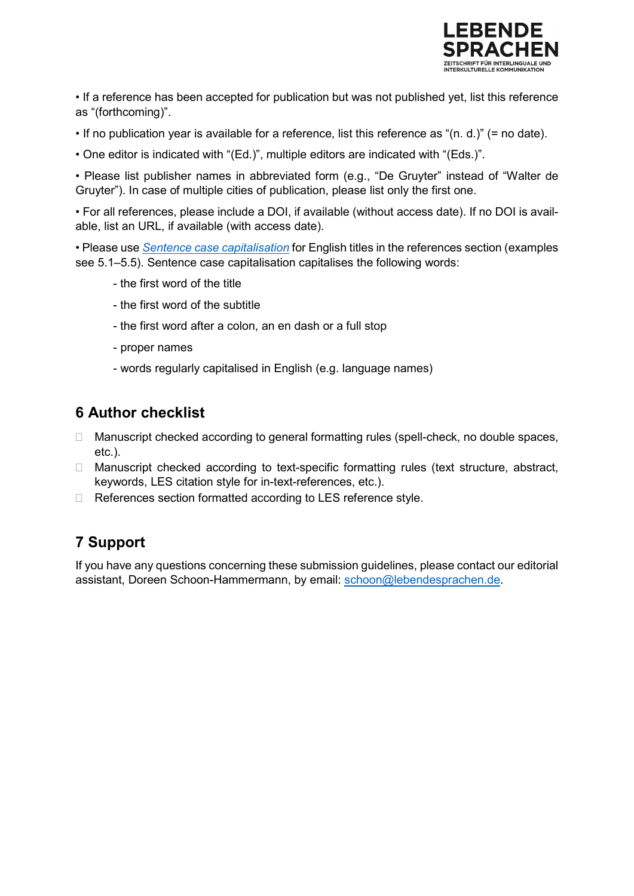• If a reference has been accepted for publication but was not published yet, list this reference as “(forthcoming)”.

• If no publication year is available for a reference, list this reference as “(n. d.)” (= no date).

• One editor is indicated with “(Ed.)”, multiple editors are indicated with “(Eds.)”.

• Please list publisher names in abbreviated form (e.g., “De Gruyter” instead of “Walter de Gruyter”). In case of multiple cities of publication, please list only the first one.

• For all references, please include a DOI, if available (without access date). If no DOI is available, list an URL, if available (with access date).

• Please use *Sentence case capitalisation* for English titles in the references section (examples see 5.1–5.5). Sentence case capitalisation capitalises the following words:

- the first word of the title
- the first word of the subtitle
- the first word after a colon, an en dash or a full stop
- proper names
- words regularly capitalised in English (e.g. language names)

## 6 Author checklist

- [ ] Manuscript checked according to general formatting rules (spell-check, no double spaces, etc.).
- [ ] Manuscript checked according to text-specific formatting rules (text structure, abstract, keywords, LES citation style for in-text-references, etc.).
- [ ] References section formatted according to LES reference style.

## 7 Support

If you have any questions concerning these submission guidelines, please contact our editorial assistant, Doreen Schoon-Hammermann, by email: schoon@lebendesprachen.de.